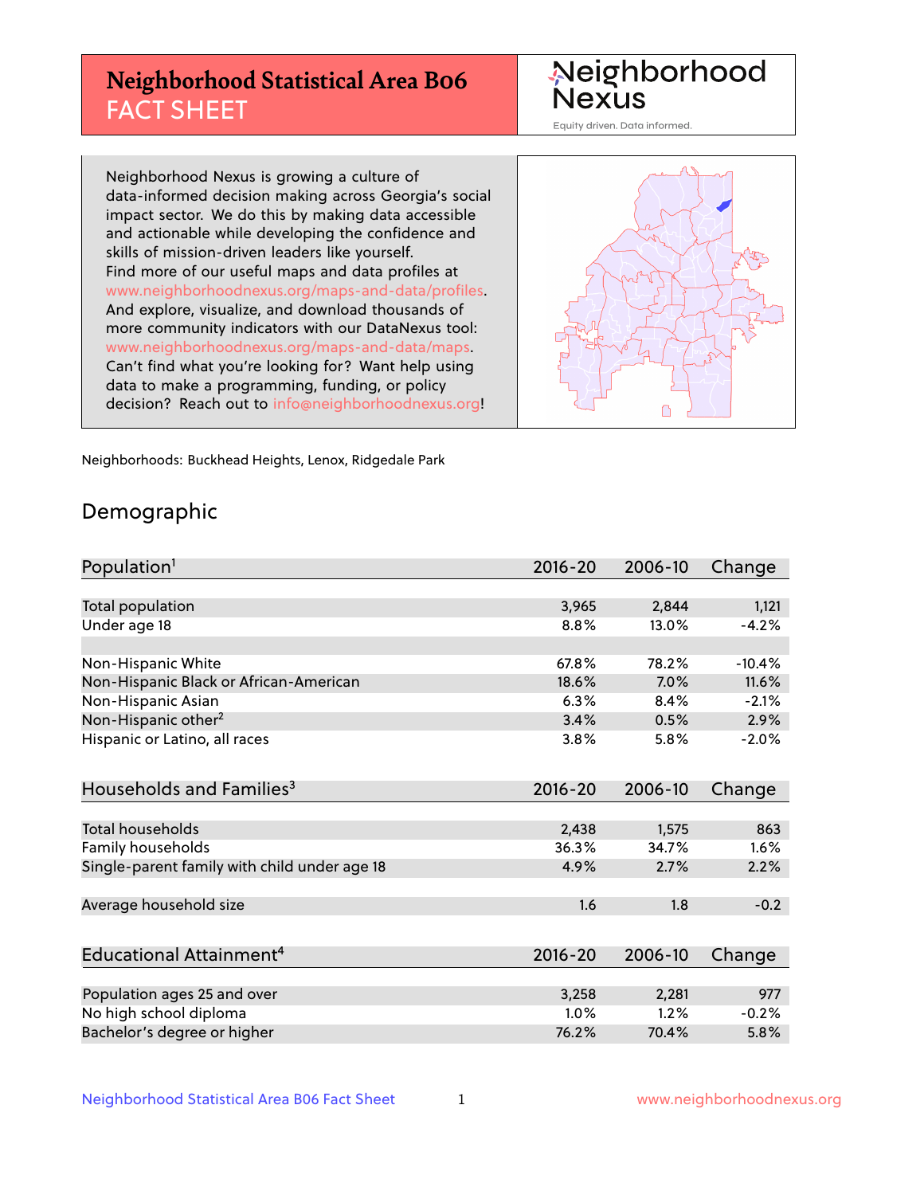# Neighborhood Statistical Area B06
## FACT SHEET

Neighborhood Nexus
Equity driven. Data informed.

Neighborhood Nexus is growing a culture of data-informed decision making across Georgia's social impact sector. We do this by making data accessible and actionable while developing the confidence and skills of mission-driven leaders like yourself. Find more of our useful maps and data profiles at www.neighborhoodnexus.org/maps-and-data/profiles. And explore, visualize, and download thousands of more community indicators with our DataNexus tool: www.neighborhoodnexus.org/maps-and-data/maps. Can't find what you're looking for? Want help using data to make a programming, funding, or policy decision? Reach out to info@neighborhoodnexus.org!

Neighborhoods: Buckhead Heights, Lenox, Ridgedale Park

## Demographic

| Population[1] | 2016-20 | 2006-10 | Change |
|---|---|---|---|
| Total population | 3,965 | 2,844 | 1,121 |
| Under age 18 | 8.8% | 13.0% | -4.2% |
| | | | |
| Non-Hispanic White | 67.8% | 78.2% | -10.4% |
| Non-Hispanic Black or African-American | 18.6% | 7.0% | 11.6% |
| Non-Hispanic Asian | 6.3% | 8.4% | -2.1% |
| Non-Hispanic other[2] | 3.4% | 0.5% | 2.9% |
| Hispanic or Latino, all races | 3.8% | 5.8% | -2.0% |

| Households and Families[3] | 2016-20 | 2006-10 | Change |
|---|---|---|---|
| Total households | 2,438 | 1,575 | 863 |
| Family households | 36.3% | 34.7% | 1.6% |
| Single-parent family with child under age 18 | 4.9% | 2.7% | 2.2% |
| | | | |
| Average household size | 1.6 | 1.8 | -0.2 |

| Educational Attainment[4] | 2016-20 | 2006-10 | Change |
|---|---|---|---|
| Population ages 25 and over | 3,258 | 2,281 | 977 |
| No high school diploma | 1.0% | 1.2% | -0.2% |
| Bachelor's degree or higher | 76.2% | 70.4% | 5.8% |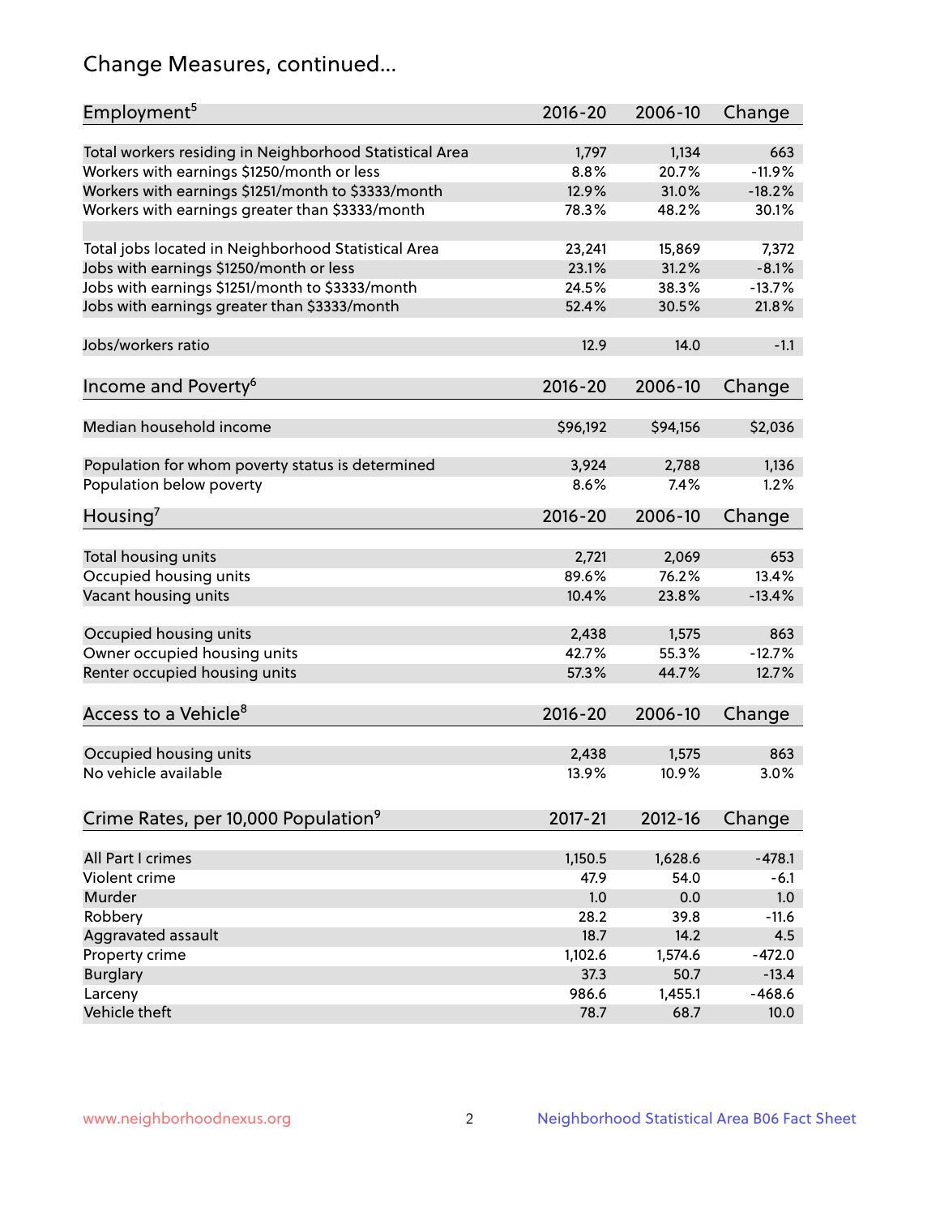# Change Measures, continued...

| Employment[5] | 2016-20 | 2006-10 | Change |
|---|---|---|---|
| Total workers residing in Neighborhood Statistical Area | 1,797 | 1,134 | 663 |
| Workers with earnings $1250/month or less | 8.8% | 20.7% | -11.9% |
| Workers with earnings $1251/month to $3333/month | 12.9% | 31.0% | -18.2% |
| Workers with earnings greater than $3333/month | 78.3% | 48.2% | 30.1% |
| | | | |
| Total jobs located in Neighborhood Statistical Area | 23,241 | 15,869 | 7,372 |
| Jobs with earnings $1250/month or less | 23.1% | 31.2% | -8.1% |
| Jobs with earnings $1251/month to $3333/month | 24.5% | 38.3% | -13.7% |
| Jobs with earnings greater than $3333/month | 52.4% | 30.5% | 21.8% |
| | | | |
| Jobs/workers ratio | 12.9 | 14.0 | -1.1 |

| Income and Poverty[6] | 2016-20 | 2006-10 | Change |
|---|---|---|---|
| Median household income | $96,192 | $94,156 | $2,036 |
| | | | |
| Population for whom poverty status is determined | 3,924 | 2,788 | 1,136 |
| Population below poverty | 8.6% | 7.4% | 1.2% |

| Housing[7] | 2016-20 | 2006-10 | Change |
|---|---|---|---|
| Total housing units | 2,721 | 2,069 | 653 |
| Occupied housing units | 89.6% | 76.2% | 13.4% |
| Vacant housing units | 10.4% | 23.8% | -13.4% |
| | | | |
| Occupied housing units | 2,438 | 1,575 | 863 |
| Owner occupied housing units | 42.7% | 55.3% | -12.7% |
| Renter occupied housing units | 57.3% | 44.7% | 12.7% |

| Access to a Vehicle[8] | 2016-20 | 2006-10 | Change |
|---|---|---|---|
| Occupied housing units | 2,438 | 1,575 | 863 |
| No vehicle available | 13.9% | 10.9% | 3.0% |

| Crime Rates, per 10,000 Population[9] | 2017-21 | 2012-16 | Change |
|---|---|---|---|
| All Part I crimes | 1,150.5 | 1,628.6 | -478.1 |
| Violent crime | 47.9 | 54.0 | -6.1 |
| Murder | 1.0 | 0.0 | 1.0 |
| Robbery | 28.2 | 39.8 | -11.6 |
| Aggravated assault | 18.7 | 14.2 | 4.5 |
| Property crime | 1,102.6 | 1,574.6 | -472.0 |
| Burglary | 37.3 | 50.7 | -13.4 |
| Larceny | 986.6 | 1,455.1 | -468.6 |
| Vehicle theft | 78.7 | 68.7 | 10.0 |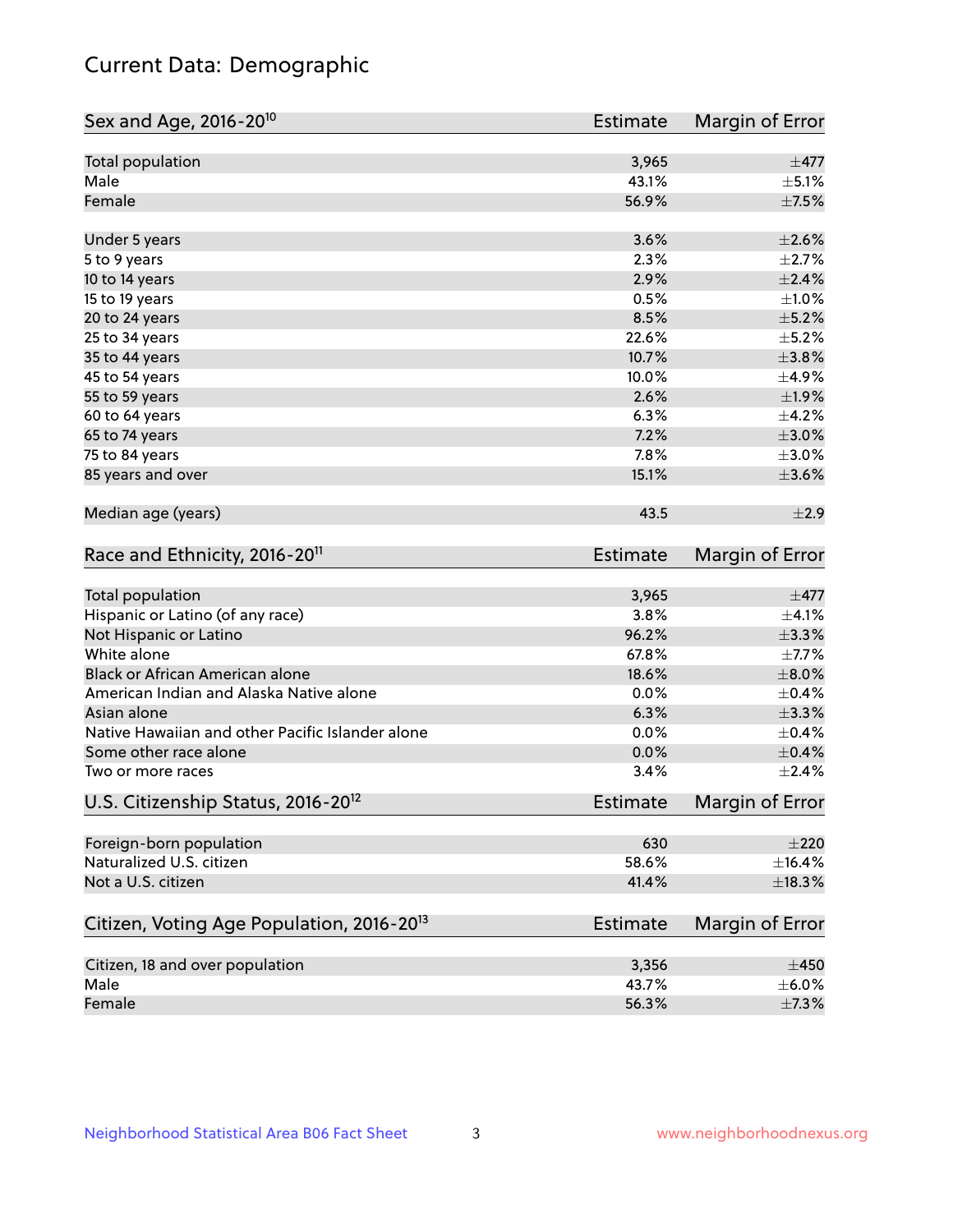# Current Data: Demographic

| Sex and Age, 2016-20[10] | Estimate | Margin of Error |
|---|---|---|
| Total population | 3,965 | ±477 |
| Male | 43.1% | ±5.1% |
| Female | 56.9% | ±7.5% |
| Under 5 years | 3.6% | ±2.6% |
| 5 to 9 years | 2.3% | ±2.7% |
| 10 to 14 years | 2.9% | ±2.4% |
| 15 to 19 years | 0.5% | ±1.0% |
| 20 to 24 years | 8.5% | ±5.2% |
| 25 to 34 years | 22.6% | ±5.2% |
| 35 to 44 years | 10.7% | ±3.8% |
| 45 to 54 years | 10.0% | ±4.9% |
| 55 to 59 years | 2.6% | ±1.9% |
| 60 to 64 years | 6.3% | ±4.2% |
| 65 to 74 years | 7.2% | ±3.0% |
| 75 to 84 years | 7.8% | ±3.0% |
| 85 years and over | 15.1% | ±3.6% |
| Median age (years) | 43.5 | ±2.9 |

| Race and Ethnicity, 2016-20[11] | Estimate | Margin of Error |
|---|---|---|
| Total population | 3,965 | ±477 |
| Hispanic or Latino (of any race) | 3.8% | ±4.1% |
| Not Hispanic or Latino | 96.2% | ±3.3% |
| White alone | 67.8% | ±7.7% |
| Black or African American alone | 18.6% | ±8.0% |
| American Indian and Alaska Native alone | 0.0% | ±0.4% |
| Asian alone | 6.3% | ±3.3% |
| Native Hawaiian and other Pacific Islander alone | 0.0% | ±0.4% |
| Some other race alone | 0.0% | ±0.4% |
| Two or more races | 3.4% | ±2.4% |

| U.S. Citizenship Status, 2016-20[12] | Estimate | Margin of Error |
|---|---|---|
| Foreign-born population | 630 | ±220 |
| Naturalized U.S. citizen | 58.6% | ±16.4% |
| Not a U.S. citizen | 41.4% | ±18.3% |

| Citizen, Voting Age Population, 2016-20[13] | Estimate | Margin of Error |
|---|---|---|
| Citizen, 18 and over population | 3,356 | ±450 |
| Male | 43.7% | ±6.0% |
| Female | 56.3% | ±7.3% |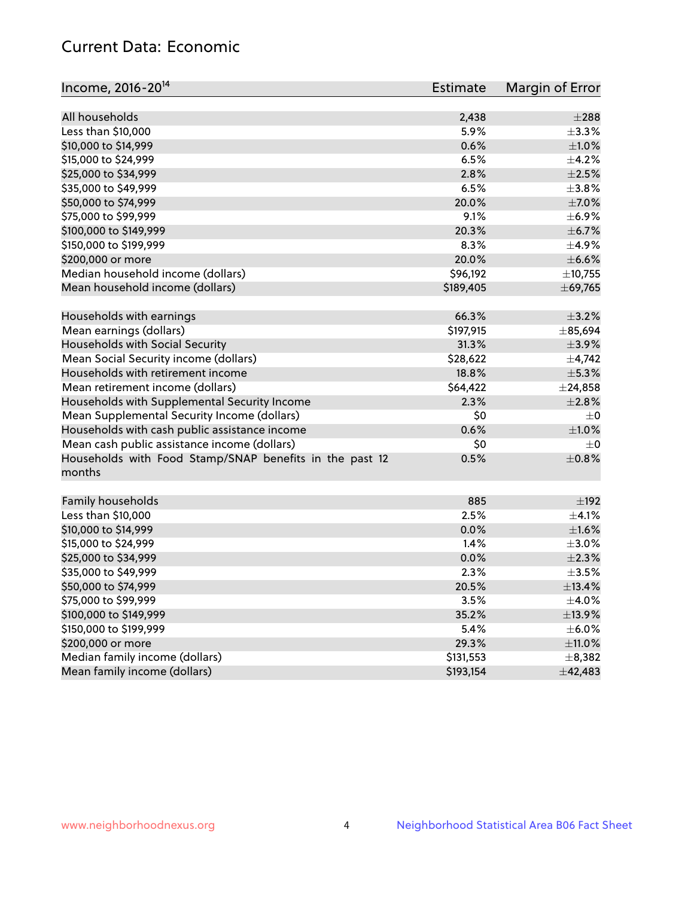## Current Data: Economic

| Income, 2016-20[14] | Estimate | Margin of Error |
|---|---|---|
| All households | 2,438 | ±288 |
| Less than $10,000 | 5.9% | ±3.3% |
| $10,000 to $14,999 | 0.6% | ±1.0% |
| $15,000 to $24,999 | 6.5% | ±4.2% |
| $25,000 to $34,999 | 2.8% | ±2.5% |
| $35,000 to $49,999 | 6.5% | ±3.8% |
| $50,000 to $74,999 | 20.0% | ±7.0% |
| $75,000 to $99,999 | 9.1% | ±6.9% |
| $100,000 to $149,999 | 20.3% | ±6.7% |
| $150,000 to $199,999 | 8.3% | ±4.9% |
| $200,000 or more | 20.0% | ±6.6% |
| Median household income (dollars) | $96,192 | ±10,755 |
| Mean household income (dollars) | $189,405 | ±69,765 |
| | | |
| Households with earnings | 66.3% | ±3.2% |
| Mean earnings (dollars) | $197,915 | ±85,694 |
| Households with Social Security | 31.3% | ±3.9% |
| Mean Social Security income (dollars) | $28,622 | ±4,742 |
| Households with retirement income | 18.8% | ±5.3% |
| Mean retirement income (dollars) | $64,422 | ±24,858 |
| Households with Supplemental Security Income | 2.3% | ±2.8% |
| Mean Supplemental Security Income (dollars) | $0 | ±0 |
| Households with cash public assistance income | 0.6% | ±1.0% |
| Mean cash public assistance income (dollars) | $0 | ±0 |
| Households with Food Stamp/SNAP benefits in the past 12 months | 0.5% | ±0.8% |
| | | |
| Family households | 885 | ±192 |
| Less than $10,000 | 2.5% | ±4.1% |
| $10,000 to $14,999 | 0.0% | ±1.6% |
| $15,000 to $24,999 | 1.4% | ±3.0% |
| $25,000 to $34,999 | 0.0% | ±2.3% |
| $35,000 to $49,999 | 2.3% | ±3.5% |
| $50,000 to $74,999 | 20.5% | ±13.4% |
| $75,000 to $99,999 | 3.5% | ±4.0% |
| $100,000 to $149,999 | 35.2% | ±13.9% |
| $150,000 to $199,999 | 5.4% | ±6.0% |
| $200,000 or more | 29.3% | ±11.0% |
| Median family income (dollars) | $131,553 | ±8,382 |
| Mean family income (dollars) | $193,154 | ±42,483 |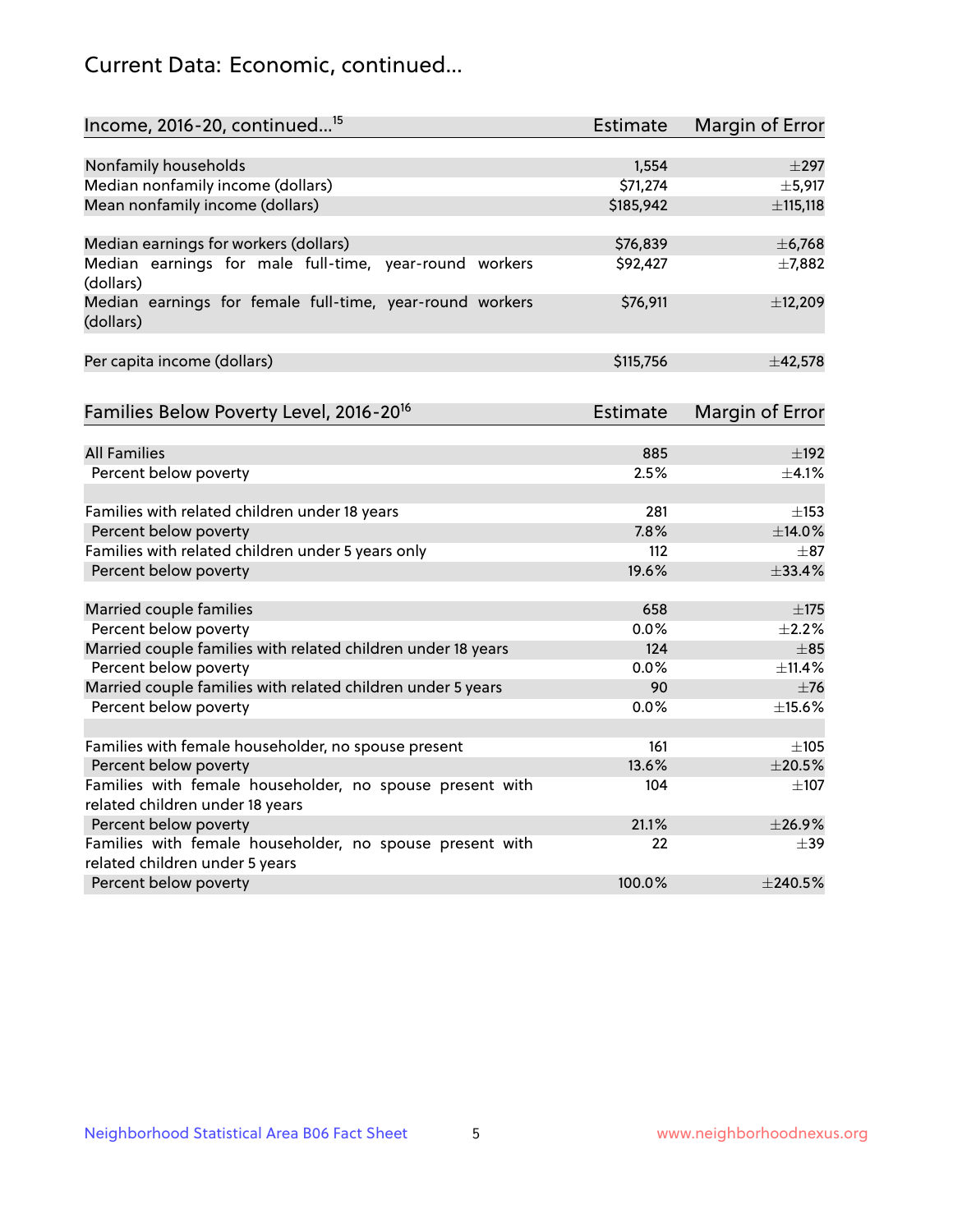## Current Data: Economic, continued...

| Income, 2016-20, continued...[15] | Estimate | Margin of Error |
|---|---|---|
| Nonfamily households | 1,554 | ±297 |
| Median nonfamily income (dollars) | $71,274 | ±5,917 |
| Mean nonfamily income (dollars) | $185,942 | ±115,118 |
| | | |
| Median earnings for workers (dollars) | $76,839 | ±6,768 |
| Median earnings for male full-time, year-round workers (dollars) | $92,427 | ±7,882 |
| Median earnings for female full-time, year-round workers (dollars) | $76,911 | ±12,209 |
| | | |
| Per capita income (dollars) | $115,756 | ±42,578 |

| Families Below Poverty Level, 2016-20[16] | Estimate | Margin of Error |
|---|---|---|
| All Families | 885 | ±192 |
| Percent below poverty | 2.5% | ±4.1% |
| | | |
| Families with related children under 18 years | 281 | ±153 |
| Percent below poverty | 7.8% | ±14.0% |
| Families with related children under 5 years only | 112 | ±87 |
| Percent below poverty | 19.6% | ±33.4% |
| | | |
| Married couple families | 658 | ±175 |
| Percent below poverty | 0.0% | ±2.2% |
| Married couple families with related children under 18 years | 124 | ±85 |
| Percent below poverty | 0.0% | ±11.4% |
| Married couple families with related children under 5 years | 90 | ±76 |
| Percent below poverty | 0.0% | ±15.6% |
| | | |
| Families with female householder, no spouse present | 161 | ±105 |
| Percent below poverty | 13.6% | ±20.5% |
| Families with female householder, no spouse present with related children under 18 years | 104 | ±107 |
| Percent below poverty | 21.1% | ±26.9% |
| Families with female householder, no spouse present with related children under 5 years | 22 | ±39 |
| Percent below poverty | 100.0% | ±240.5% |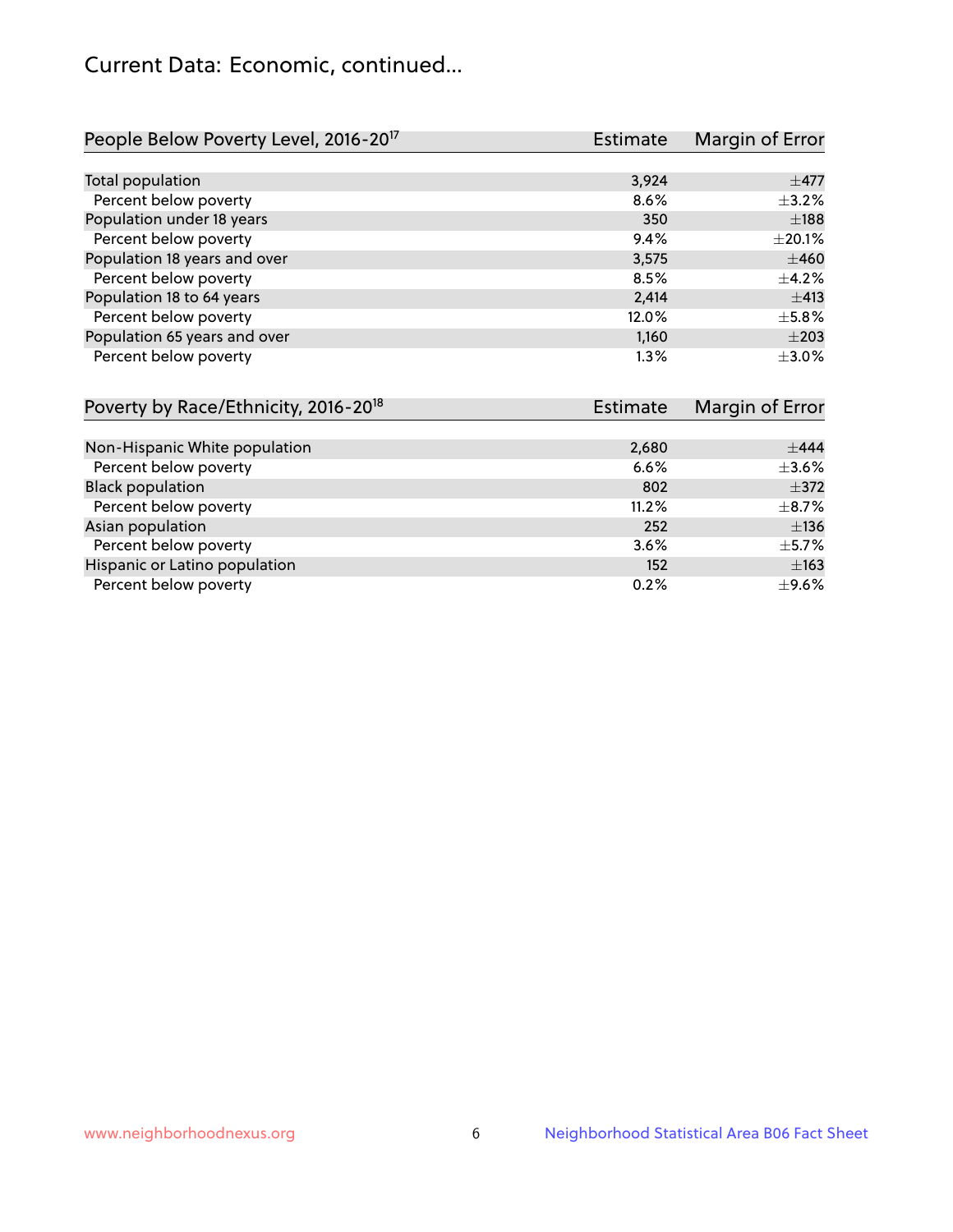## Current Data: Economic, continued...

| People Below Poverty Level, 2016-20[17] | Estimate | Margin of Error |
|---|---|---|
| Total population | 3,924 | ±477 |
| Percent below poverty | 8.6% | ±3.2% |
| Population under 18 years | 350 | ±188 |
| Percent below poverty | 9.4% | ±20.1% |
| Population 18 years and over | 3,575 | ±460 |
| Percent below poverty | 8.5% | ±4.2% |
| Population 18 to 64 years | 2,414 | ±413 |
| Percent below poverty | 12.0% | ±5.8% |
| Population 65 years and over | 1,160 | ±203 |
| Percent below poverty | 1.3% | ±3.0% |

| Poverty by Race/Ethnicity, 2016-20[18] | Estimate | Margin of Error |
|---|---|---|
| Non-Hispanic White population | 2,680 | ±444 |
| Percent below poverty | 6.6% | ±3.6% |
| Black population | 802 | ±372 |
| Percent below poverty | 11.2% | ±8.7% |
| Asian population | 252 | ±136 |
| Percent below poverty | 3.6% | ±5.7% |
| Hispanic or Latino population | 152 | ±163 |
| Percent below poverty | 0.2% | ±9.6% |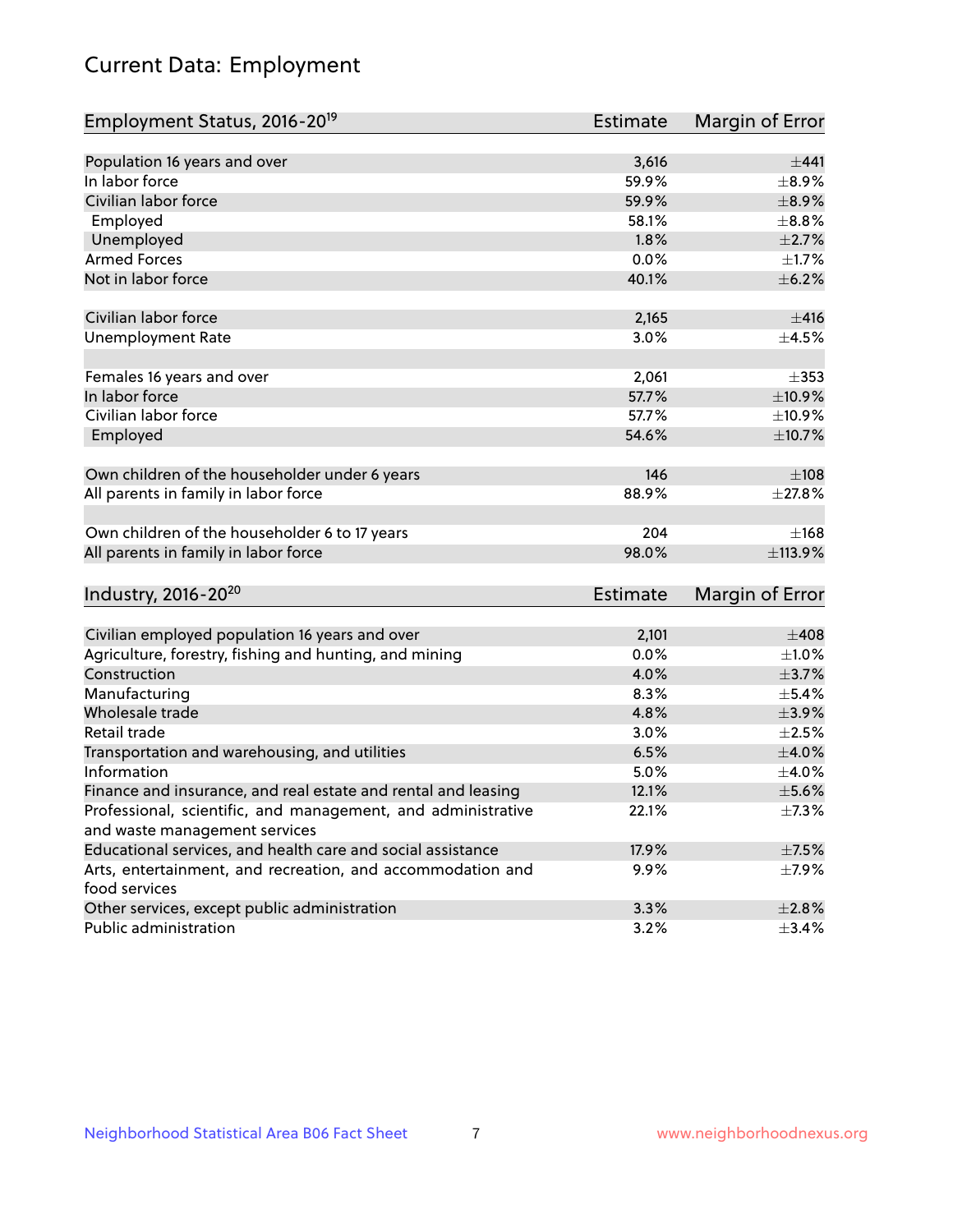# Current Data: Employment

| Employment Status, 2016-20[19] | Estimate | Margin of Error |
|---|---|---|
| Population 16 years and over | 3,616 | ±441 |
| In labor force | 59.9% | ±8.9% |
| Civilian labor force | 59.9% | ±8.9% |
| Employed | 58.1% | ±8.8% |
| Unemployed | 1.8% | ±2.7% |
| Armed Forces | 0.0% | ±1.7% |
| Not in labor force | 40.1% | ±6.2% |
| | | |
| Civilian labor force | 2,165 | ±416 |
| Unemployment Rate | 3.0% | ±4.5% |
| | | |
| Females 16 years and over | 2,061 | ±353 |
| In labor force | 57.7% | ±10.9% |
| Civilian labor force | 57.7% | ±10.9% |
| Employed | 54.6% | ±10.7% |
| | | |
| Own children of the householder under 6 years | 146 | ±108 |
| All parents in family in labor force | 88.9% | ±27.8% |
| | | |
| Own children of the householder 6 to 17 years | 204 | ±168 |
| All parents in family in labor force | 98.0% | ±113.9% |

| Industry, 2016-20[20] | Estimate | Margin of Error |
|---|---|---|
| Civilian employed population 16 years and over | 2,101 | ±408 |
| Agriculture, forestry, fishing and hunting, and mining | 0.0% | ±1.0% |
| Construction | 4.0% | ±3.7% |
| Manufacturing | 8.3% | ±5.4% |
| Wholesale trade | 4.8% | ±3.9% |
| Retail trade | 3.0% | ±2.5% |
| Transportation and warehousing, and utilities | 6.5% | ±4.0% |
| Information | 5.0% | ±4.0% |
| Finance and insurance, and real estate and rental and leasing | 12.1% | ±5.6% |
| Professional, scientific, and management, and administrative and waste management services | 22.1% | ±7.3% |
| Educational services, and health care and social assistance | 17.9% | ±7.5% |
| Arts, entertainment, and recreation, and accommodation and food services | 9.9% | ±7.9% |
| Other services, except public administration | 3.3% | ±2.8% |
| Public administration | 3.2% | ±3.4% |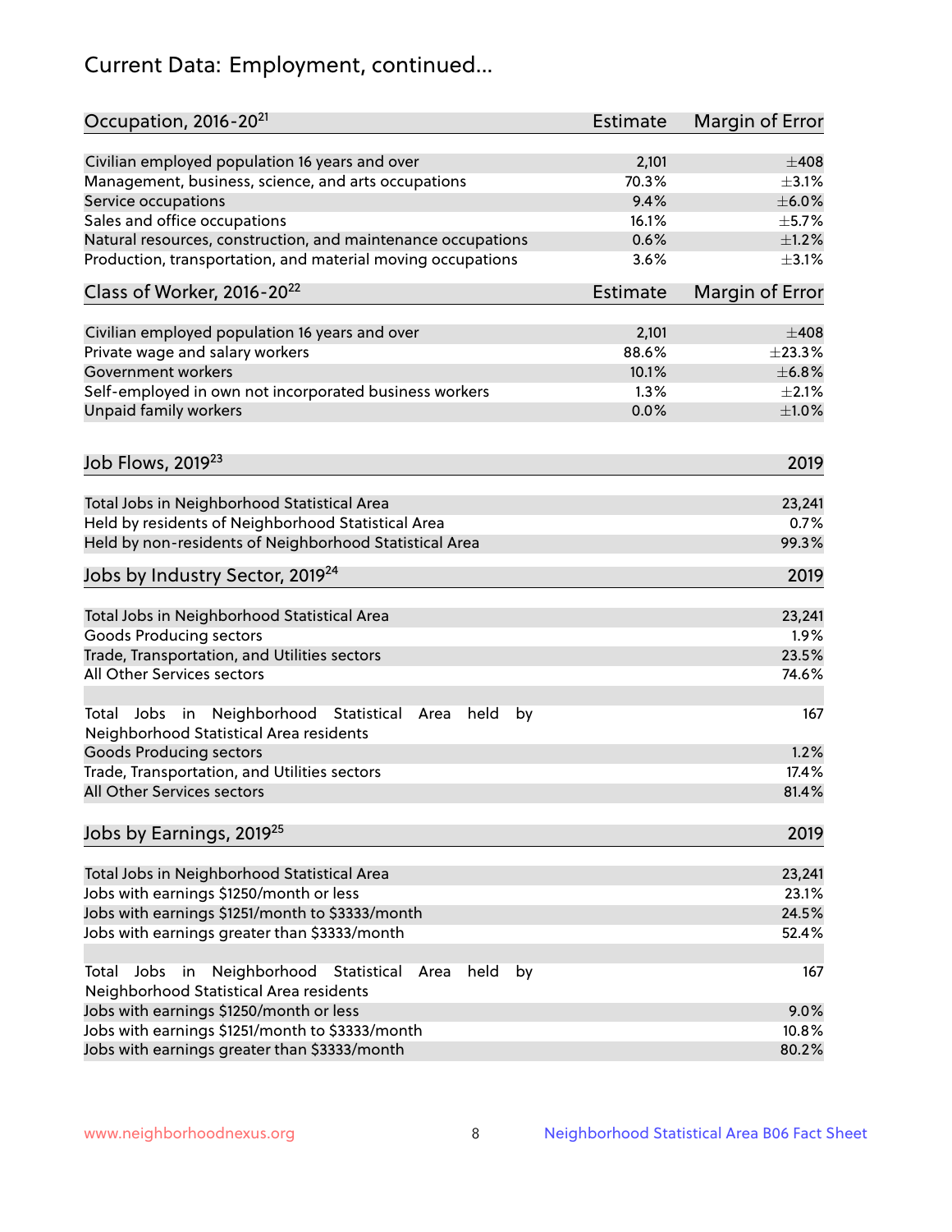# Current Data: Employment, continued...

| Occupation, 2016-20[21] | Estimate | Margin of Error |
|---|---|---|
| Civilian employed population 16 years and over | 2,101 | ±408 |
| Management, business, science, and arts occupations | 70.3% | ±3.1% |
| Service occupations | 9.4% | ±6.0% |
| Sales and office occupations | 16.1% | ±5.7% |
| Natural resources, construction, and maintenance occupations | 0.6% | ±1.2% |
| Production, transportation, and material moving occupations | 3.6% | ±3.1% |

| Class of Worker, 2016-20[22] | Estimate | Margin of Error |
|---|---|---|
| Civilian employed population 16 years and over | 2,101 | ±408 |
| Private wage and salary workers | 88.6% | ±23.3% |
| Government workers | 10.1% | ±6.8% |
| Self-employed in own not incorporated business workers | 1.3% | ±2.1% |
| Unpaid family workers | 0.0% | ±1.0% |

| Job Flows, 2019[23] | 2019 |
|---|---|
| Total Jobs in Neighborhood Statistical Area | 23,241 |
| Held by residents of Neighborhood Statistical Area | 0.7% |
| Held by non-residents of Neighborhood Statistical Area | 99.3% |

| Jobs by Industry Sector, 2019[24] | 2019 |
|---|---|
| Total Jobs in Neighborhood Statistical Area | 23,241 |
| Goods Producing sectors | 1.9% |
| Trade, Transportation, and Utilities sectors | 23.5% |
| All Other Services sectors | 74.6% |
| | |
| Total Jobs in Neighborhood Statistical Area held by Neighborhood Statistical Area residents | 167 |
| Goods Producing sectors | 1.2% |
| Trade, Transportation, and Utilities sectors | 17.4% |
| All Other Services sectors | 81.4% |

| Jobs by Earnings, 2019[25] | 2019 |
|---|---|
| Total Jobs in Neighborhood Statistical Area | 23,241 |
| Jobs with earnings $1250/month or less | 23.1% |
| Jobs with earnings $1251/month to $3333/month | 24.5% |
| Jobs with earnings greater than $3333/month | 52.4% |
| | |
| Total Jobs in Neighborhood Statistical Area held by Neighborhood Statistical Area residents | 167 |
| Jobs with earnings $1250/month or less | 9.0% |
| Jobs with earnings $1251/month to $3333/month | 10.8% |
| Jobs with earnings greater than $3333/month | 80.2% |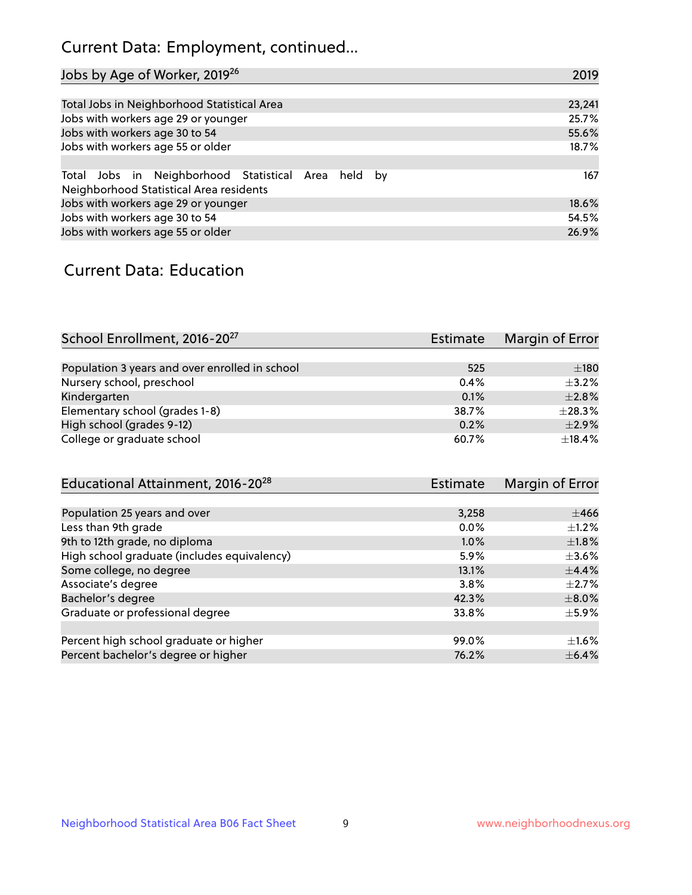# Current Data: Employment, continued...

| Jobs by Age of Worker, 2019[26] | 2019 |
|---|---|
| Total Jobs in Neighborhood Statistical Area | 23,241 |
| Jobs with workers age 29 or younger | 25.7% |
| Jobs with workers age 30 to 54 | 55.6% |
| Jobs with workers age 55 or older | 18.7% |
| | |
| Total Jobs in Neighborhood Statistical Area held by Neighborhood Statistical Area residents | 167 |
| Jobs with workers age 29 or younger | 18.6% |
| Jobs with workers age 30 to 54 | 54.5% |
| Jobs with workers age 55 or older | 26.9% |

# Current Data: Education

| School Enrollment, 2016-20[27] | Estimate | Margin of Error |
|---|---|---|
| Population 3 years and over enrolled in school | 525 | ±180 |
| Nursery school, preschool | 0.4% | ±3.2% |
| Kindergarten | 0.1% | ±2.8% |
| Elementary school (grades 1-8) | 38.7% | ±28.3% |
| High school (grades 9-12) | 0.2% | ±2.9% |
| College or graduate school | 60.7% | ±18.4% |

| Educational Attainment, 2016-20[28] | Estimate | Margin of Error |
|---|---|---|
| Population 25 years and over | 3,258 | ±466 |
| Less than 9th grade | 0.0% | ±1.2% |
| 9th to 12th grade, no diploma | 1.0% | ±1.8% |
| High school graduate (includes equivalency) | 5.9% | ±3.6% |
| Some college, no degree | 13.1% | ±4.4% |
| Associate's degree | 3.8% | ±2.7% |
| Bachelor's degree | 42.3% | ±8.0% |
| Graduate or professional degree | 33.8% | ±5.9% |
| | | |
| Percent high school graduate or higher | 99.0% | ±1.6% |
| Percent bachelor's degree or higher | 76.2% | ±6.4% |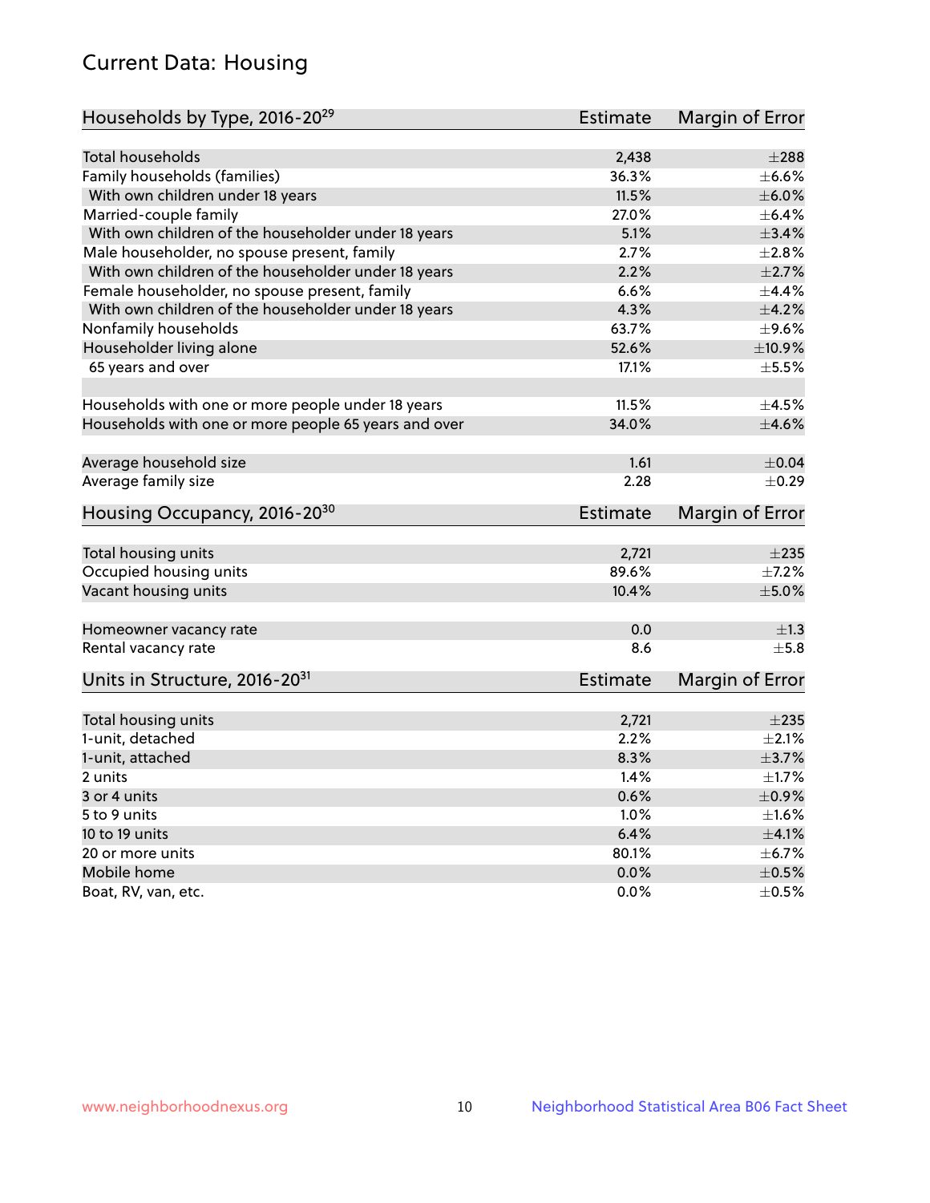## Current Data: Housing

| Households by Type, 2016-20[29] | Estimate | Margin of Error |
|---|---|---|
| Total households | 2,438 | ±288 |
| Family households (families) | 36.3% | ±6.6% |
| With own children under 18 years | 11.5% | ±6.0% |
| Married-couple family | 27.0% | ±6.4% |
| With own children of the householder under 18 years | 5.1% | ±3.4% |
| Male householder, no spouse present, family | 2.7% | ±2.8% |
| With own children of the householder under 18 years | 2.2% | ±2.7% |
| Female householder, no spouse present, family | 6.6% | ±4.4% |
| With own children of the householder under 18 years | 4.3% | ±4.2% |
| Nonfamily households | 63.7% | ±9.6% |
| Householder living alone | 52.6% | ±10.9% |
| 65 years and over | 17.1% | ±5.5% |
| Households with one or more people under 18 years | 11.5% | ±4.5% |
| Households with one or more people 65 years and over | 34.0% | ±4.6% |
| Average household size | 1.61 | ±0.04 |
| Average family size | 2.28 | ±0.29 |

| Housing Occupancy, 2016-20[30] | Estimate | Margin of Error |
|---|---|---|
| Total housing units | 2,721 | ±235 |
| Occupied housing units | 89.6% | ±7.2% |
| Vacant housing units | 10.4% | ±5.0% |
| Homeowner vacancy rate | 0.0 | ±1.3 |
| Rental vacancy rate | 8.6 | ±5.8 |

| Units in Structure, 2016-20[31] | Estimate | Margin of Error |
|---|---|---|
| Total housing units | 2,721 | ±235 |
| 1-unit, detached | 2.2% | ±2.1% |
| 1-unit, attached | 8.3% | ±3.7% |
| 2 units | 1.4% | ±1.7% |
| 3 or 4 units | 0.6% | ±0.9% |
| 5 to 9 units | 1.0% | ±1.6% |
| 10 to 19 units | 6.4% | ±4.1% |
| 20 or more units | 80.1% | ±6.7% |
| Mobile home | 0.0% | ±0.5% |
| Boat, RV, van, etc. | 0.0% | ±0.5% |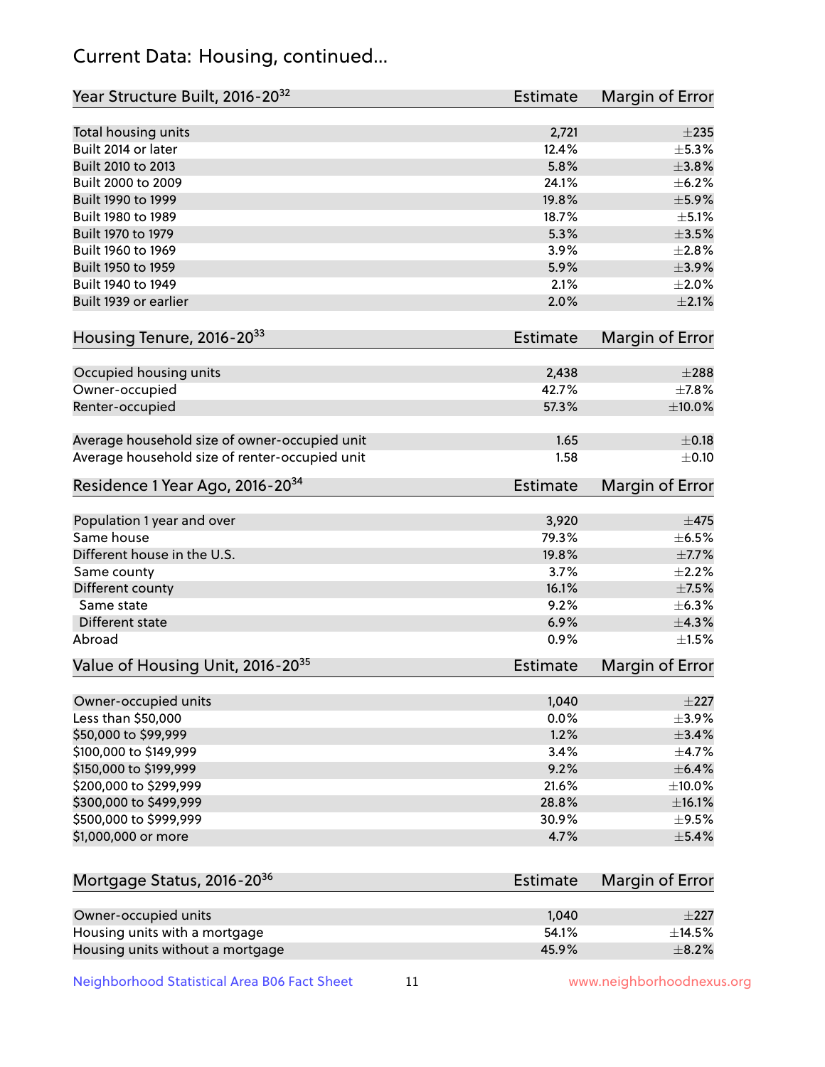## Current Data: Housing, continued...

| Year Structure Built, 2016-20[32] | Estimate | Margin of Error |
|---|---|---|
| Total housing units | 2,721 | ±235 |
| Built 2014 or later | 12.4% | ±5.3% |
| Built 2010 to 2013 | 5.8% | ±3.8% |
| Built 2000 to 2009 | 24.1% | ±6.2% |
| Built 1990 to 1999 | 19.8% | ±5.9% |
| Built 1980 to 1989 | 18.7% | ±5.1% |
| Built 1970 to 1979 | 5.3% | ±3.5% |
| Built 1960 to 1969 | 3.9% | ±2.8% |
| Built 1950 to 1959 | 5.9% | ±3.9% |
| Built 1940 to 1949 | 2.1% | ±2.0% |
| Built 1939 or earlier | 2.0% | ±2.1% |

| Housing Tenure, 2016-20[33] | Estimate | Margin of Error |
|---|---|---|
| Occupied housing units | 2,438 | ±288 |
| Owner-occupied | 42.7% | ±7.8% |
| Renter-occupied | 57.3% | ±10.0% |
| Average household size of owner-occupied unit | 1.65 | ±0.18 |
| Average household size of renter-occupied unit | 1.58 | ±0.10 |

| Residence 1 Year Ago, 2016-20[34] | Estimate | Margin of Error |
|---|---|---|
| Population 1 year and over | 3,920 | ±475 |
| Same house | 79.3% | ±6.5% |
| Different house in the U.S. | 19.8% | ±7.7% |
| Same county | 3.7% | ±2.2% |
| Different county | 16.1% | ±7.5% |
| Same state | 9.2% | ±6.3% |
| Different state | 6.9% | ±4.3% |
| Abroad | 0.9% | ±1.5% |

| Value of Housing Unit, 2016-20[35] | Estimate | Margin of Error |
|---|---|---|
| Owner-occupied units | 1,040 | ±227 |
| Less than $50,000 | 0.0% | ±3.9% |
| $50,000 to $99,999 | 1.2% | ±3.4% |
| $100,000 to $149,999 | 3.4% | ±4.7% |
| $150,000 to $199,999 | 9.2% | ±6.4% |
| $200,000 to $299,999 | 21.6% | ±10.0% |
| $300,000 to $499,999 | 28.8% | ±16.1% |
| $500,000 to $999,999 | 30.9% | ±9.5% |
| $1,000,000 or more | 4.7% | ±5.4% |

| Mortgage Status, 2016-20[36] | Estimate | Margin of Error |
|---|---|---|
| Owner-occupied units | 1,040 | ±227 |
| Housing units with a mortgage | 54.1% | ±14.5% |
| Housing units without a mortgage | 45.9% | ±8.2% |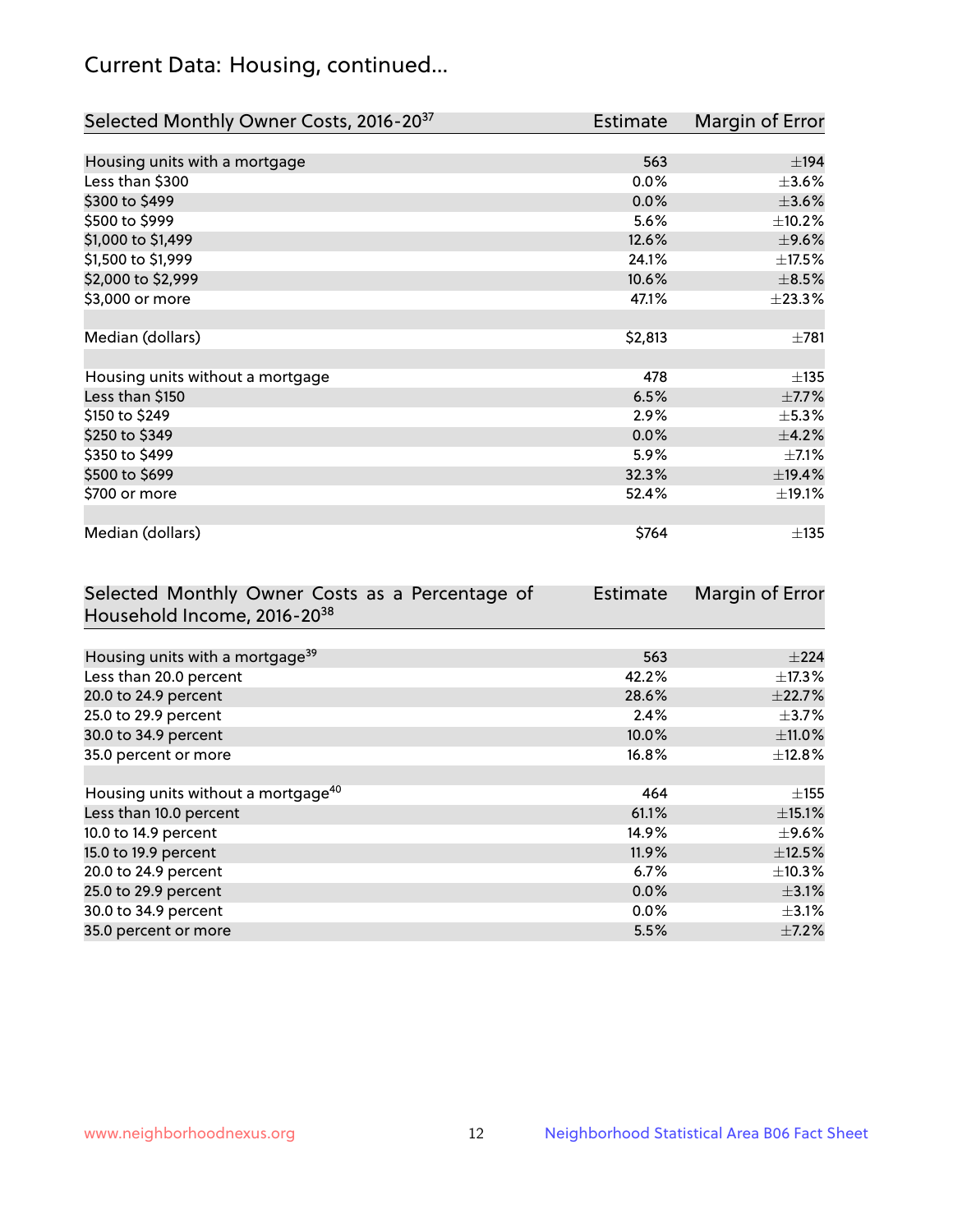## Current Data: Housing, continued...

| Selected Monthly Owner Costs, 2016-20[37] | Estimate | Margin of Error |
|---|---|---|
| Housing units with a mortgage | 563 | ±194 |
| Less than $300 | 0.0% | ±3.6% |
| $300 to $499 | 0.0% | ±3.6% |
| $500 to $999 | 5.6% | ±10.2% |
| $1,000 to $1,499 | 12.6% | ±9.6% |
| $1,500 to $1,999 | 24.1% | ±17.5% |
| $2,000 to $2,999 | 10.6% | ±8.5% |
| $3,000 or more | 47.1% | ±23.3% |
| | | |
| Median (dollars) | $2,813 | ±781 |
| | | |
| Housing units without a mortgage | 478 | ±135 |
| Less than $150 | 6.5% | ±7.7% |
| $150 to $249 | 2.9% | ±5.3% |
| $250 to $349 | 0.0% | ±4.2% |
| $350 to $499 | 5.9% | ±7.1% |
| $500 to $699 | 32.3% | ±19.4% |
| $700 or more | 52.4% | ±19.1% |
| | | |
| Median (dollars) | $764 | ±135 |

| Selected Monthly Owner Costs as a Percentage of Household Income, 2016-20[38] | Estimate | Margin of Error |
|---|---|---|
| Housing units with a mortgage[39] | 563 | ±224 |
| Less than 20.0 percent | 42.2% | ±17.3% |
| 20.0 to 24.9 percent | 28.6% | ±22.7% |
| 25.0 to 29.9 percent | 2.4% | ±3.7% |
| 30.0 to 34.9 percent | 10.0% | ±11.0% |
| 35.0 percent or more | 16.8% | ±12.8% |
| | | |
| Housing units without a mortgage[40] | 464 | ±155 |
| Less than 10.0 percent | 61.1% | ±15.1% |
| 10.0 to 14.9 percent | 14.9% | ±9.6% |
| 15.0 to 19.9 percent | 11.9% | ±12.5% |
| 20.0 to 24.9 percent | 6.7% | ±10.3% |
| 25.0 to 29.9 percent | 0.0% | ±3.1% |
| 30.0 to 34.9 percent | 0.0% | ±3.1% |
| 35.0 percent or more | 5.5% | ±7.2% |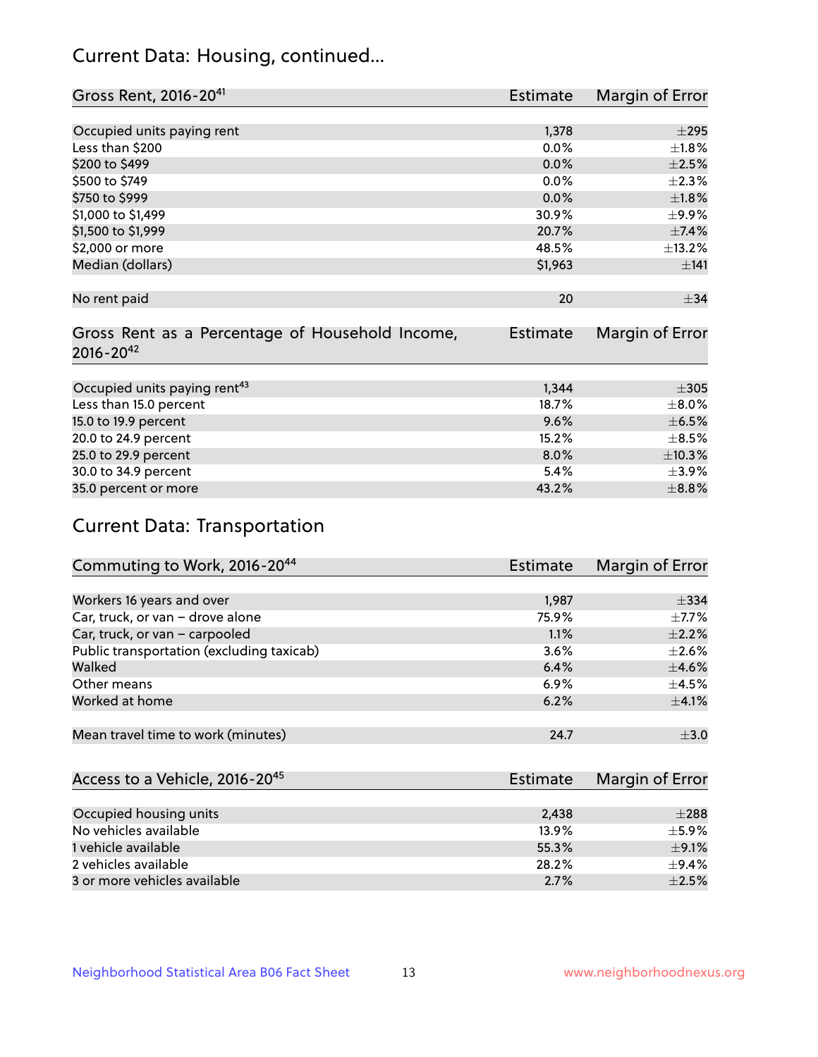## Current Data: Housing, continued...

| Gross Rent, 2016-20[41] | Estimate | Margin of Error |
| --- | --- | --- |
| Occupied units paying rent | 1,378 | ±295 |
| Less than $200 | 0.0% | ±1.8% |
| $200 to $499 | 0.0% | ±2.5% |
| $500 to $749 | 0.0% | ±2.3% |
| $750 to $999 | 0.0% | ±1.8% |
| $1,000 to $1,499 | 30.9% | ±9.9% |
| $1,500 to $1,999 | 20.7% | ±7.4% |
| $2,000 or more | 48.5% | ±13.2% |
| Median (dollars) | $1,963 | ±141 |
| No rent paid | 20 | ±34 |

| Gross Rent as a Percentage of Household Income, 2016-20[42] | Estimate | Margin of Error |
| --- | --- | --- |
| Occupied units paying rent[43] | 1,344 | ±305 |
| Less than 15.0 percent | 18.7% | ±8.0% |
| 15.0 to 19.9 percent | 9.6% | ±6.5% |
| 20.0 to 24.9 percent | 15.2% | ±8.5% |
| 25.0 to 29.9 percent | 8.0% | ±10.3% |
| 30.0 to 34.9 percent | 5.4% | ±3.9% |
| 35.0 percent or more | 43.2% | ±8.8% |

## Current Data: Transportation

| Commuting to Work, 2016-20[44] | Estimate | Margin of Error |
| --- | --- | --- |
| Workers 16 years and over | 1,987 | ±334 |
| Car, truck, or van – drove alone | 75.9% | ±7.7% |
| Car, truck, or van – carpooled | 1.1% | ±2.2% |
| Public transportation (excluding taxicab) | 3.6% | ±2.6% |
| Walked | 6.4% | ±4.6% |
| Other means | 6.9% | ±4.5% |
| Worked at home | 6.2% | ±4.1% |
| Mean travel time to work (minutes) | 24.7 | ±3.0 |

| Access to a Vehicle, 2016-20[45] | Estimate | Margin of Error |
| --- | --- | --- |
| Occupied housing units | 2,438 | ±288 |
| No vehicles available | 13.9% | ±5.9% |
| 1 vehicle available | 55.3% | ±9.1% |
| 2 vehicles available | 28.2% | ±9.4% |
| 3 or more vehicles available | 2.7% | ±2.5% |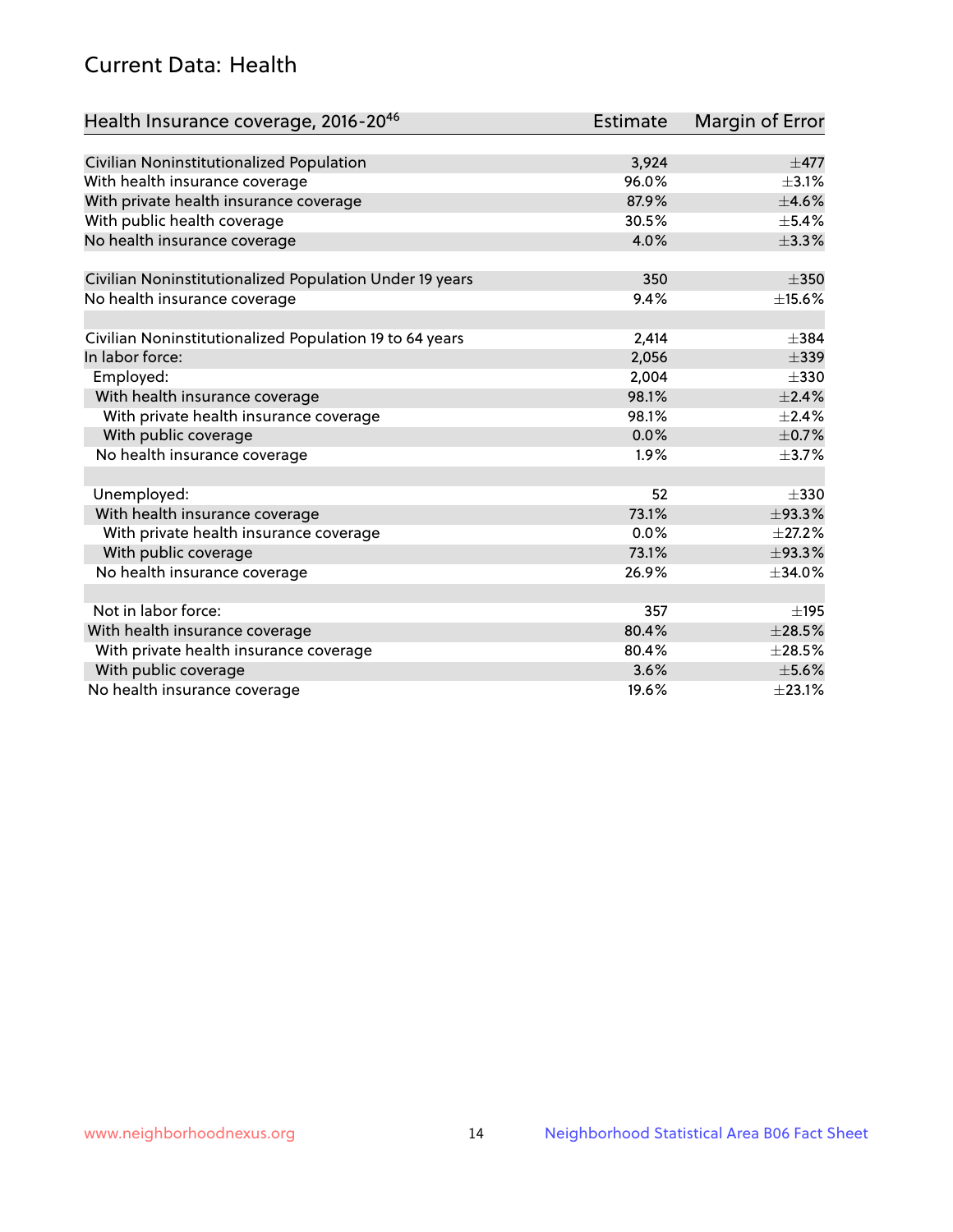# Current Data: Health

| Health Insurance coverage, 2016-20[46] | Estimate | Margin of Error |
|---|---|---|
| Civilian Noninstitutionalized Population | 3,924 | ±477 |
| With health insurance coverage | 96.0% | ±3.1% |
| With private health insurance coverage | 87.9% | ±4.6% |
| With public health coverage | 30.5% | ±5.4% |
| No health insurance coverage | 4.0% | ±3.3% |
| | | |
| Civilian Noninstitutionalized Population Under 19 years | 350 | ±350 |
| No health insurance coverage | 9.4% | ±15.6% |
| | | |
| Civilian Noninstitutionalized Population 19 to 64 years | 2,414 | ±384 |
| In labor force: | 2,056 | ±339 |
| Employed: | 2,004 | ±330 |
| With health insurance coverage | 98.1% | ±2.4% |
| With private health insurance coverage | 98.1% | ±2.4% |
| With public coverage | 0.0% | ±0.7% |
| No health insurance coverage | 1.9% | ±3.7% |
| | | |
| Unemployed: | 52 | ±330 |
| With health insurance coverage | 73.1% | ±93.3% |
| With private health insurance coverage | 0.0% | ±27.2% |
| With public coverage | 73.1% | ±93.3% |
| No health insurance coverage | 26.9% | ±34.0% |
| | | |
| Not in labor force: | 357 | ±195 |
| With health insurance coverage | 80.4% | ±28.5% |
| With private health insurance coverage | 80.4% | ±28.5% |
| With public coverage | 3.6% | ±5.6% |
| No health insurance coverage | 19.6% | ±23.1% |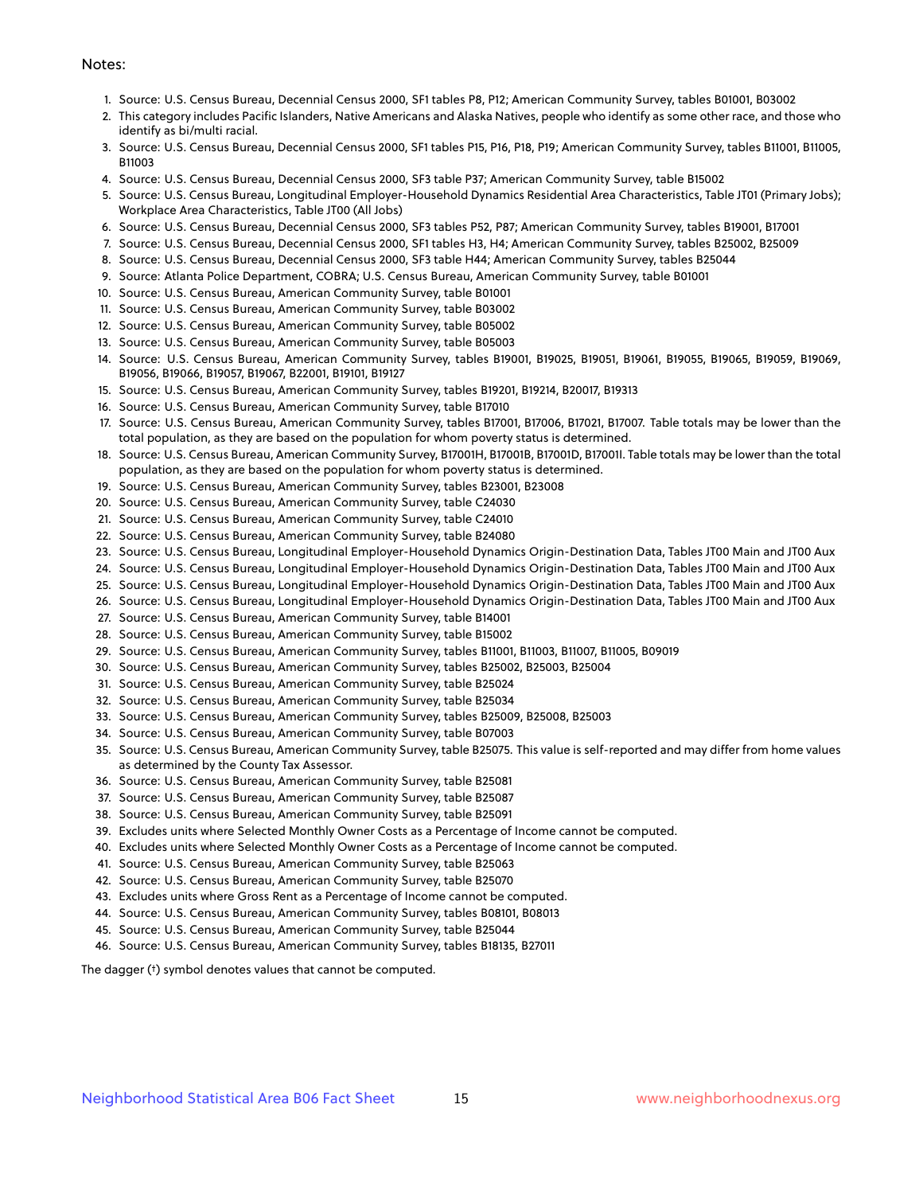Notes:

1. Source: U.S. Census Bureau, Decennial Census 2000, SF1 tables P8, P12; American Community Survey, tables B01001, B03002
2. This category includes Pacific Islanders, Native Americans and Alaska Natives, people who identify as some other race, and those who identify as bi/multi racial.
3. Source: U.S. Census Bureau, Decennial Census 2000, SF1 tables P15, P16, P18, P19; American Community Survey, tables B11001, B11005, B11003
4. Source: U.S. Census Bureau, Decennial Census 2000, SF3 table P37; American Community Survey, table B15002
5. Source: U.S. Census Bureau, Longitudinal Employer-Household Dynamics Residential Area Characteristics, Table JT01 (Primary Jobs); Workplace Area Characteristics, Table JT00 (All Jobs)
6. Source: U.S. Census Bureau, Decennial Census 2000, SF3 tables P52, P87; American Community Survey, tables B19001, B17001
7. Source: U.S. Census Bureau, Decennial Census 2000, SF1 tables H3, H4; American Community Survey, tables B25002, B25009
8. Source: U.S. Census Bureau, Decennial Census 2000, SF3 table H44; American Community Survey, tables B25044
9. Source: Atlanta Police Department, COBRA; U.S. Census Bureau, American Community Survey, table B01001
10. Source: U.S. Census Bureau, American Community Survey, table B01001
11. Source: U.S. Census Bureau, American Community Survey, table B03002
12. Source: U.S. Census Bureau, American Community Survey, table B05002
13. Source: U.S. Census Bureau, American Community Survey, table B05003
14. Source: U.S. Census Bureau, American Community Survey, tables B19001, B19025, B19051, B19061, B19055, B19065, B19059, B19069, B19056, B19066, B19057, B19067, B22001, B19101, B19127
15. Source: U.S. Census Bureau, American Community Survey, tables B19201, B19214, B20017, B19313
16. Source: U.S. Census Bureau, American Community Survey, table B17010
17. Source: U.S. Census Bureau, American Community Survey, tables B17001, B17006, B17021, B17007. Table totals may be lower than the total population, as they are based on the population for whom poverty status is determined.
18. Source: U.S. Census Bureau, American Community Survey, B17001H, B17001B, B17001D, B17001I. Table totals may be lower than the total population, as they are based on the population for whom poverty status is determined.
19. Source: U.S. Census Bureau, American Community Survey, tables B23001, B23008
20. Source: U.S. Census Bureau, American Community Survey, table C24030
21. Source: U.S. Census Bureau, American Community Survey, table C24010
22. Source: U.S. Census Bureau, American Community Survey, table B24080
23. Source: U.S. Census Bureau, Longitudinal Employer-Household Dynamics Origin-Destination Data, Tables JT00 Main and JT00 Aux
24. Source: U.S. Census Bureau, Longitudinal Employer-Household Dynamics Origin-Destination Data, Tables JT00 Main and JT00 Aux
25. Source: U.S. Census Bureau, Longitudinal Employer-Household Dynamics Origin-Destination Data, Tables JT00 Main and JT00 Aux
26. Source: U.S. Census Bureau, Longitudinal Employer-Household Dynamics Origin-Destination Data, Tables JT00 Main and JT00 Aux
27. Source: U.S. Census Bureau, American Community Survey, table B14001
28. Source: U.S. Census Bureau, American Community Survey, table B15002
29. Source: U.S. Census Bureau, American Community Survey, tables B11001, B11003, B11007, B11005, B09019
30. Source: U.S. Census Bureau, American Community Survey, tables B25002, B25003, B25004
31. Source: U.S. Census Bureau, American Community Survey, table B25024
32. Source: U.S. Census Bureau, American Community Survey, table B25034
33. Source: U.S. Census Bureau, American Community Survey, tables B25009, B25008, B25003
34. Source: U.S. Census Bureau, American Community Survey, table B07003
35. Source: U.S. Census Bureau, American Community Survey, table B25075. This value is self-reported and may differ from home values as determined by the County Tax Assessor.
36. Source: U.S. Census Bureau, American Community Survey, table B25081
37. Source: U.S. Census Bureau, American Community Survey, table B25087
38. Source: U.S. Census Bureau, American Community Survey, table B25091
39. Excludes units where Selected Monthly Owner Costs as a Percentage of Income cannot be computed.
40. Excludes units where Selected Monthly Owner Costs as a Percentage of Income cannot be computed.
41. Source: U.S. Census Bureau, American Community Survey, table B25063
42. Source: U.S. Census Bureau, American Community Survey, table B25070
43. Excludes units where Gross Rent as a Percentage of Income cannot be computed.
44. Source: U.S. Census Bureau, American Community Survey, tables B08101, B08013
45. Source: U.S. Census Bureau, American Community Survey, table B25044
46. Source: U.S. Census Bureau, American Community Survey, tables B18135, B27011

The dagger (†) symbol denotes values that cannot be computed.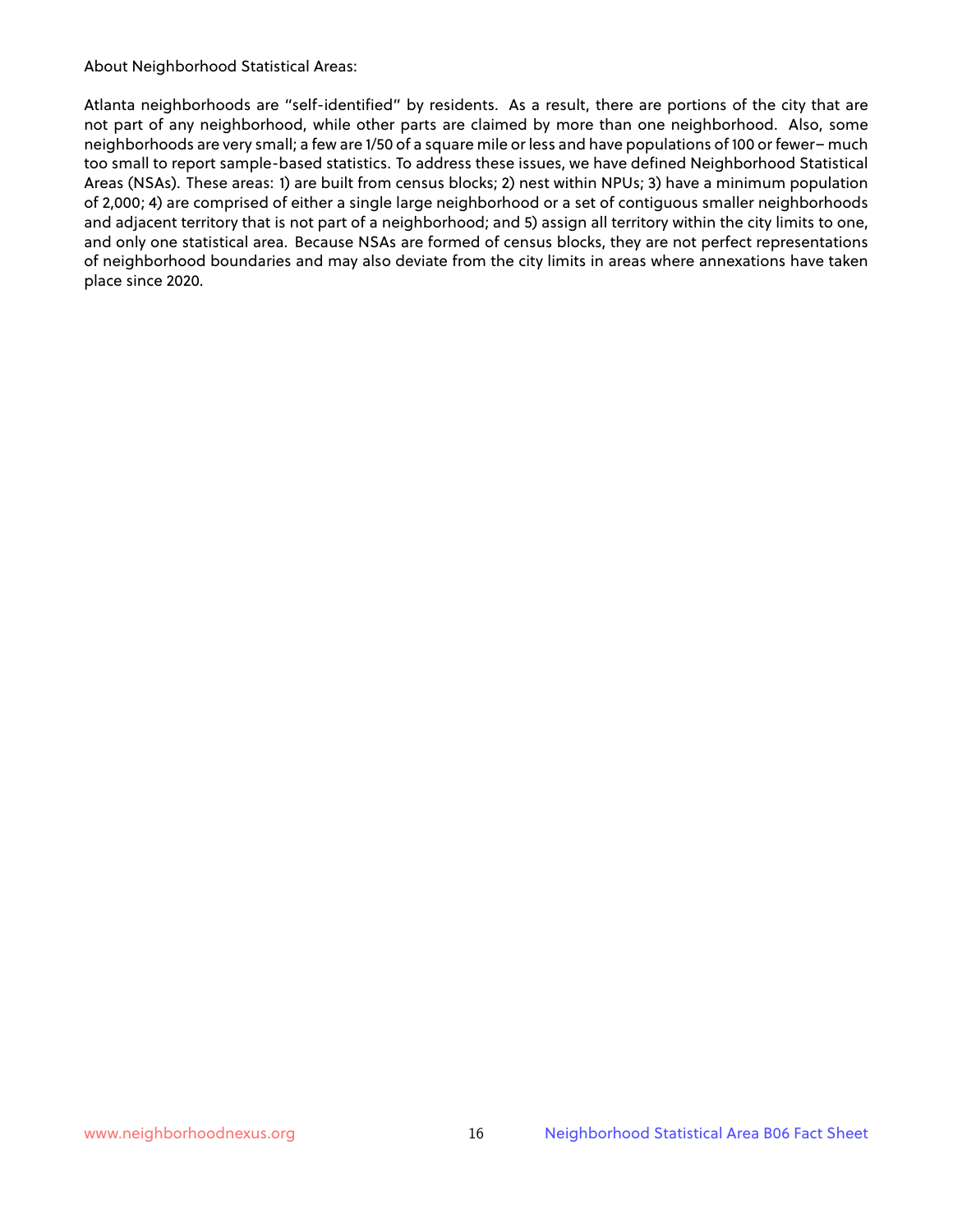About Neighborhood Statistical Areas:

Atlanta neighborhoods are "self-identified" by residents. As a result, there are portions of the city that are not part of any neighborhood, while other parts are claimed by more than one neighborhood. Also, some neighborhoods are very small; a few are 1/50 of a square mile or less and have populations of 100 or fewer– much too small to report sample-based statistics. To address these issues, we have defined Neighborhood Statistical Areas (NSAs). These areas: 1) are built from census blocks; 2) nest within NPUs; 3) have a minimum population of 2,000; 4) are comprised of either a single large neighborhood or a set of contiguous smaller neighborhoods and adjacent territory that is not part of a neighborhood; and 5) assign all territory within the city limits to one, and only one statistical area. Because NSAs are formed of census blocks, they are not perfect representations of neighborhood boundaries and may also deviate from the city limits in areas where annexations have taken place since 2020.